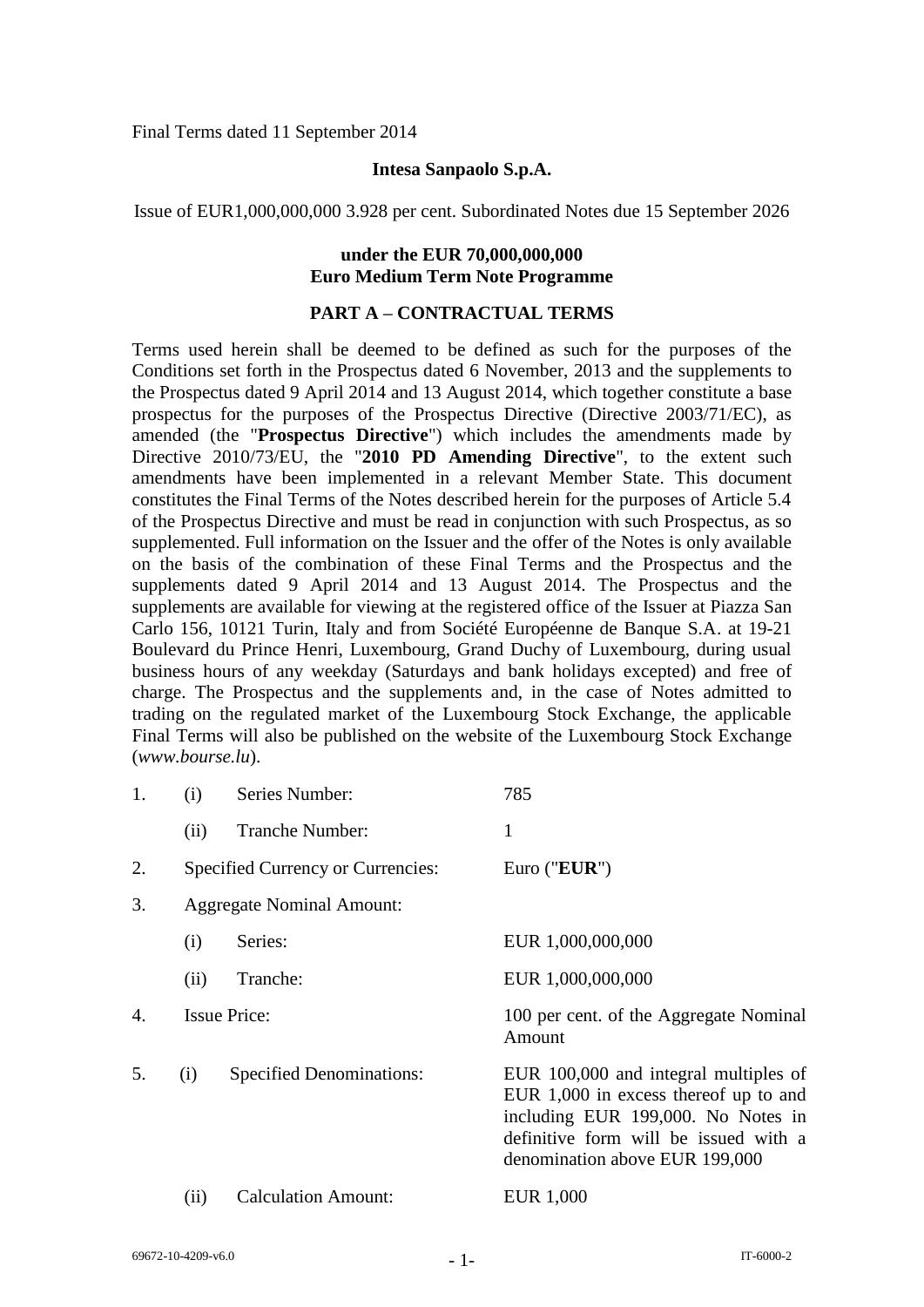Final Terms dated 11 September 2014

**Intesa Sanpaolo S.p.A.**

Issue of EUR1,000,000,000 3.928 per cent. Subordinated Notes due 15 September 2026

**under the EUR 70,000,000,000**
**Euro Medium Term Note Programme**

## PART A – CONTRACTUAL TERMS

Terms used herein shall be deemed to be defined as such for the purposes of the Conditions set forth in the Prospectus dated 6 November, 2013 and the supplements to the Prospectus dated 9 April 2014 and 13 August 2014, which together constitute a base prospectus for the purposes of the Prospectus Directive (Directive 2003/71/EC), as amended (the "**Prospectus Directive**") which includes the amendments made by Directive 2010/73/EU, the "**2010 PD Amending Directive**", to the extent such amendments have been implemented in a relevant Member State. This document constitutes the Final Terms of the Notes described herein for the purposes of Article 5.4 of the Prospectus Directive and must be read in conjunction with such Prospectus, as so supplemented. Full information on the Issuer and the offer of the Notes is only available on the basis of the combination of these Final Terms and the Prospectus and the supplements dated 9 April 2014 and 13 August 2014. The Prospectus and the supplements are available for viewing at the registered office of the Issuer at Piazza San Carlo 156, 10121 Turin, Italy and from Société Européenne de Banque S.A. at 19-21 Boulevard du Prince Henri, Luxembourg, Grand Duchy of Luxembourg, during usual business hours of any weekday (Saturdays and bank holidays excepted) and free of charge. The Prospectus and the supplements and, in the case of Notes admitted to trading on the regulated market of the Luxembourg Stock Exchange, the applicable Final Terms will also be published on the website of the Luxembourg Stock Exchange (*www.bourse.lu*).

| | | |
|---|---|---|
| 1. | (i) Series Number: | 785 |
| | (ii) Tranche Number: | 1 |
| 2. | Specified Currency or Currencies: | Euro ("**EUR**") |
| 3. | Aggregate Nominal Amount: | |
| | (i) Series: | EUR 1,000,000,000 |
| | (ii) Tranche: | EUR 1,000,000,000 |
| 4. | Issue Price: | 100 per cent. of the Aggregate Nominal Amount |
| 5. | (i) Specified Denominations: | EUR 100,000 and integral multiples of EUR 1,000 in excess thereof up to and including EUR 199,000. No Notes in definitive form will be issued with a denomination above EUR 199,000 |
| | (ii) Calculation Amount: | EUR 1,000 |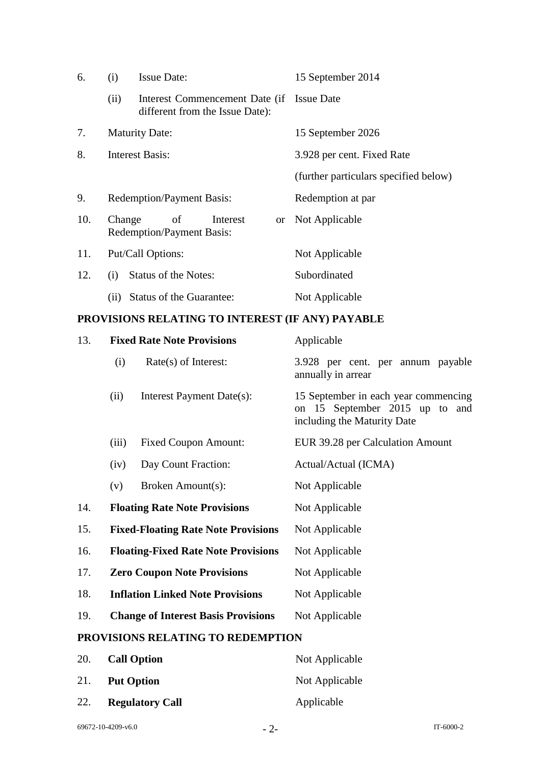| | | | |
|---|---|---|---|
| 6. | (i) | Issue Date: | 15 September 2014 |
| | (ii) | Interest Commencement Date (if different from the Issue Date): | Issue Date |
| 7. | | Maturity Date: | 15 September 2026 |
| 8. | | Interest Basis: | 3.928 per cent. Fixed Rate |
| | | | (further particulars specified below) |
| 9. | | Redemption/Payment Basis: | Redemption at par |
| 10. | | Change of Interest or Redemption/Payment Basis: | Not Applicable |
| 11. | | Put/Call Options: | Not Applicable |
| 12. | (i) | Status of the Notes: | Subordinated |
| | (ii) | Status of the Guarantee: | Not Applicable |

**PROVISIONS RELATING TO INTEREST (IF ANY) PAYABLE**

| | | | |
|---|---|---|---|
| 13. | | **Fixed Rate Note Provisions** | Applicable |
| | (i) | Rate(s) of Interest: | 3.928 per cent. per annum payable annually in arrear |
| | (ii) | Interest Payment Date(s): | 15 September in each year commencing on 15 September 2015 up to and including the Maturity Date |
| | (iii) | Fixed Coupon Amount: | EUR 39.28 per Calculation Amount |
| | (iv) | Day Count Fraction: | Actual/Actual (ICMA) |
| | (v) | Broken Amount(s): | Not Applicable |
| 14. | | **Floating Rate Note Provisions** | Not Applicable |
| 15. | | **Fixed-Floating Rate Note Provisions** | Not Applicable |
| 16. | | **Floating-Fixed Rate Note Provisions** | Not Applicable |
| 17. | | **Zero Coupon Note Provisions** | Not Applicable |
| 18. | | **Inflation Linked Note Provisions** | Not Applicable |
| 19. | | **Change of Interest Basis Provisions** | Not Applicable |

**PROVISIONS RELATING TO REDEMPTION**

| | | |
|---|---|---|
| 20. | **Call Option** | Not Applicable |
| 21. | **Put Option** | Not Applicable |
| 22. | **Regulatory Call** | Applicable |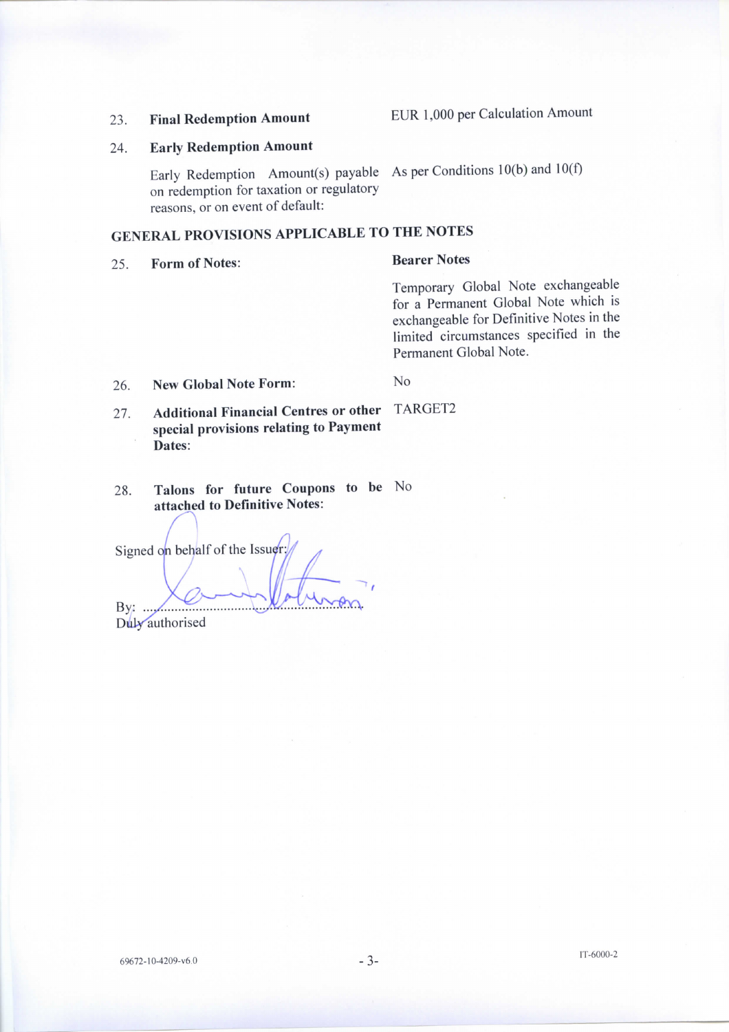| | | |
|---|---|---|
| 23. | **Final Redemption Amount** | EUR 1,000 per Calculation Amount |
| 24. | **Early Redemption Amount** | |
| | Early Redemption Amount(s) payable on redemption for taxation or regulatory reasons, or on event of default: | As per Conditions 10(b) and 10(f) |

## GENERAL PROVISIONS APPLICABLE TO THE NOTES

| | | |
|---|---|---|
| 25. | **Form of Notes:** | **Bearer Notes**<br><br>Temporary Global Note exchangeable for a Permanent Global Note which is exchangeable for Definitive Notes in the limited circumstances specified in the Permanent Global Note. |
| 26. | **New Global Note Form:** | No |
| 27. | **Additional Financial Centres or other special provisions relating to Payment Dates:** | TARGET2 |
| 28. | **Talons for future Coupons to be attached to Definitive Notes:** | No |

Signed on behalf of the Issuer:

By: ...............................................

Duly authorised

69672-10-4209-v6.0

IT-6000-2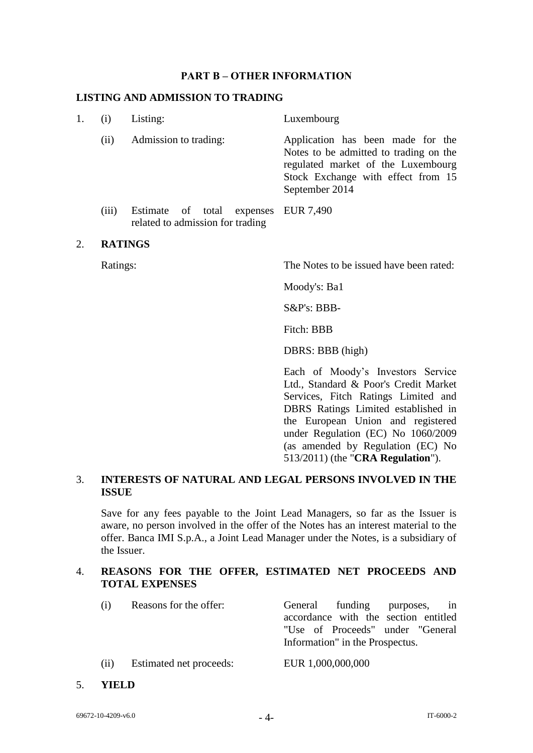## PART B – OTHER INFORMATION

### LISTING AND ADMISSION TO TRADING

1. (i) Listing: Luxembourg

   (ii) Admission to trading: Application has been made for the Notes to be admitted to trading on the regulated market of the Luxembourg Stock Exchange with effect from 15 September 2014

   (iii) Estimate of total expenses related to admission for trading: EUR 7,490

2. **RATINGS**

   Ratings: The Notes to be issued have been rated:

   Moody's: Ba1

   S&P's: BBB-

   Fitch: BBB

   DBRS: BBB (high)

   Each of Moody's Investors Service Ltd., Standard & Poor's Credit Market Services, Fitch Ratings Limited and DBRS Ratings Limited established in the European Union and registered under Regulation (EC) No 1060/2009 (as amended by Regulation (EC) No 513/2011) (the "**CRA Regulation**").

3. **INTERESTS OF NATURAL AND LEGAL PERSONS INVOLVED IN THE ISSUE**

   Save for any fees payable to the Joint Lead Managers, so far as the Issuer is aware, no person involved in the offer of the Notes has an interest material to the offer. Banca IMI S.p.A., a Joint Lead Manager under the Notes, is a subsidiary of the Issuer.

4. **REASONS FOR THE OFFER, ESTIMATED NET PROCEEDS AND TOTAL EXPENSES**

   (i) Reasons for the offer: General funding purposes, in accordance with the section entitled "Use of Proceeds" under "General Information" in the Prospectus.

   (ii) Estimated net proceeds: EUR 1,000,000,000

5. **YIELD**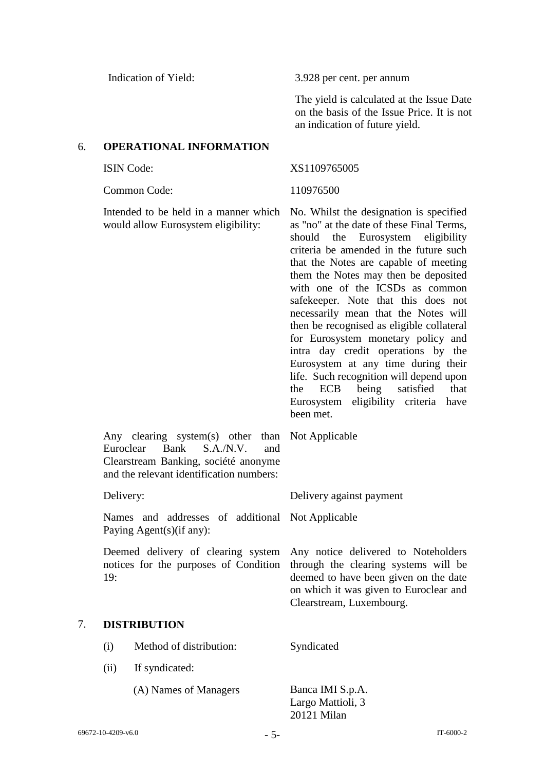| | |
|---|---|
| Indication of Yield: | 3.928 per cent. per annum<br><br>The yield is calculated at the Issue Date on the basis of the Issue Price. It is not an indication of future yield. |

## 6. OPERATIONAL INFORMATION

| | |
|---|---|
| ISIN Code: | XS1109765005 |
| Common Code: | 110976500 |
| Intended to be held in a manner which would allow Eurosystem eligibility: | No. Whilst the designation is specified as "no" at the date of these Final Terms, should the Eurosystem eligibility criteria be amended in the future such that the Notes are capable of meeting them the Notes may then be deposited with one of the ICSDs as common safekeeper. Note that this does not necessarily mean that the Notes will then be recognised as eligible collateral for Eurosystem monetary policy and intra day credit operations by the Eurosystem at any time during their life. Such recognition will depend upon the ECB being satisfied that Eurosystem eligibility criteria have been met. |
| Any clearing system(s) other than Euroclear Bank S.A./N.V. and Clearstream Banking, société anonyme and the relevant identification numbers: | Not Applicable |
| Delivery: | Delivery against payment |
| Names and addresses of additional Paying Agent(s)(if any): | Not Applicable |
| Deemed delivery of clearing system notices for the purposes of Condition 19: | Any notice delivered to Noteholders through the clearing systems will be deemed to have been given on the date on which it was given to Euroclear and Clearstream, Luxembourg. |

## 7. DISTRIBUTION

| | |
|---|---|
| (i) Method of distribution: | Syndicated |
| (ii) If syndicated: | |
| (A) Names of Managers | Banca IMI S.p.A.<br>Largo Mattioli, 3<br>20121 Milan |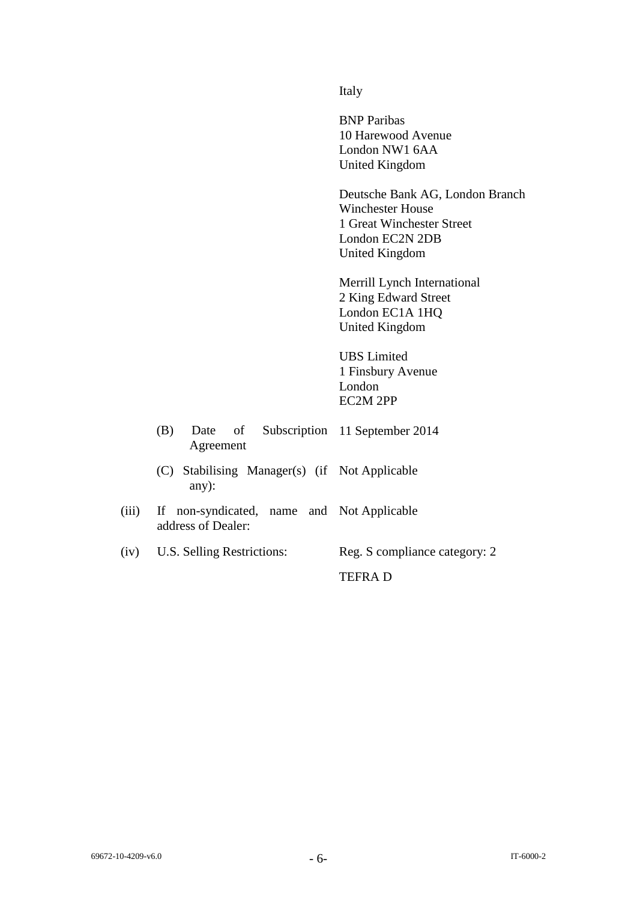| | | |
|---|---|---|
| | | Italy<br><br>BNP Paribas<br>10 Harewood Avenue<br>London NW1 6AA<br>United Kingdom<br><br>Deutsche Bank AG, London Branch<br>Winchester House<br>1 Great Winchester Street<br>London EC2N 2DB<br>United Kingdom<br><br>Merrill Lynch International<br>2 King Edward Street<br>London EC1A 1HQ<br>United Kingdom<br><br>UBS Limited<br>1 Finsbury Avenue<br>London<br>EC2M 2PP |
| | (B) Date of Subscription Agreement | 11 September 2014 |
| | (C) Stabilising Manager(s) (if any): | Not Applicable |
| (iii) | If non-syndicated, name and address of Dealer: | Not Applicable |
| (iv) | U.S. Selling Restrictions: | Reg. S compliance category: 2<br><br>TEFRA D |

69672-10-4209-v6.0 IT-6000-2